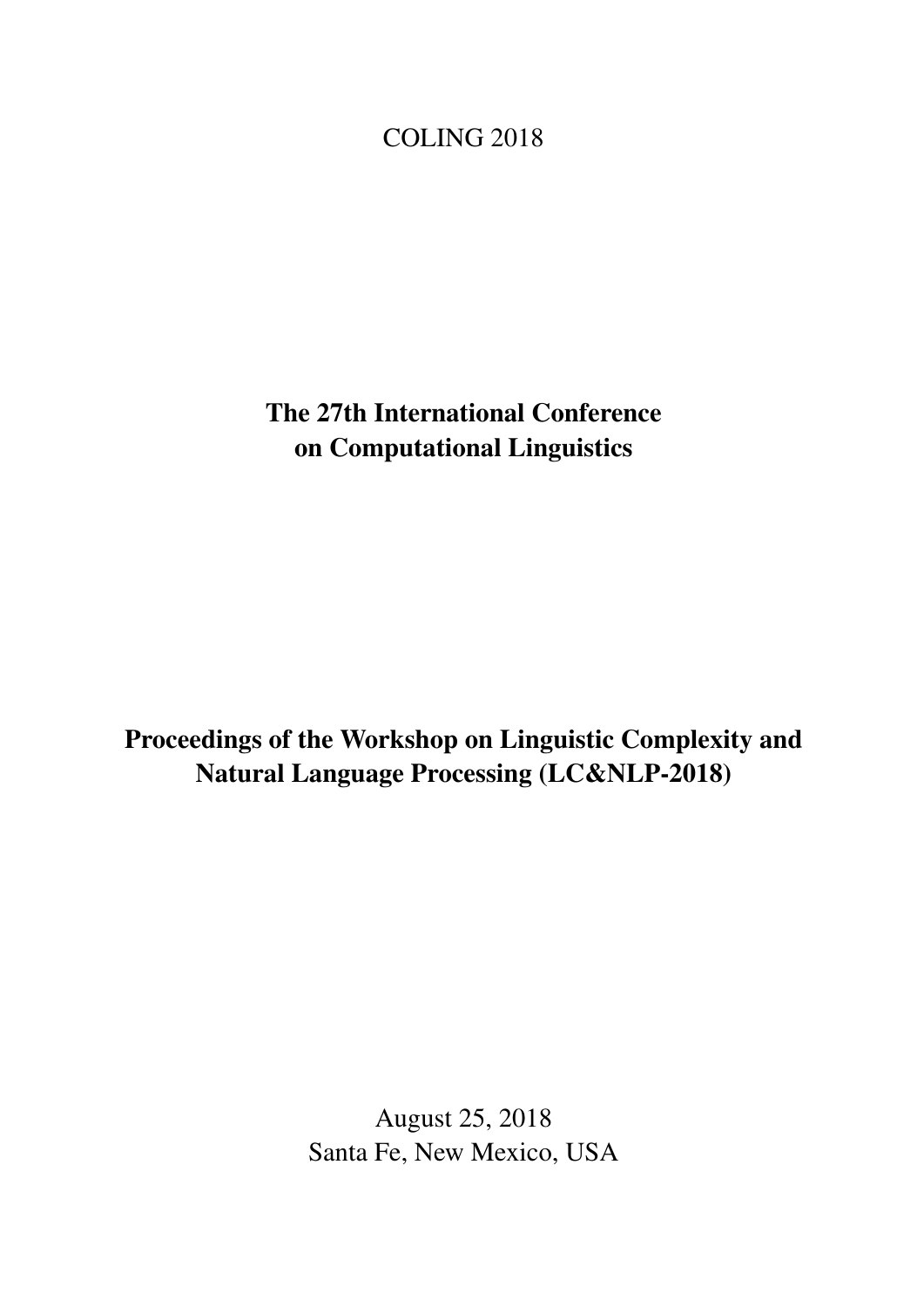COLING 2018

# The 27th International Conference on Computational Linguistics

# Proceedings of the Workshop on Linguistic Complexity and Natural Language Processing (LC&NLP-2018)

August 25, 2018
Santa Fe, New Mexico, USA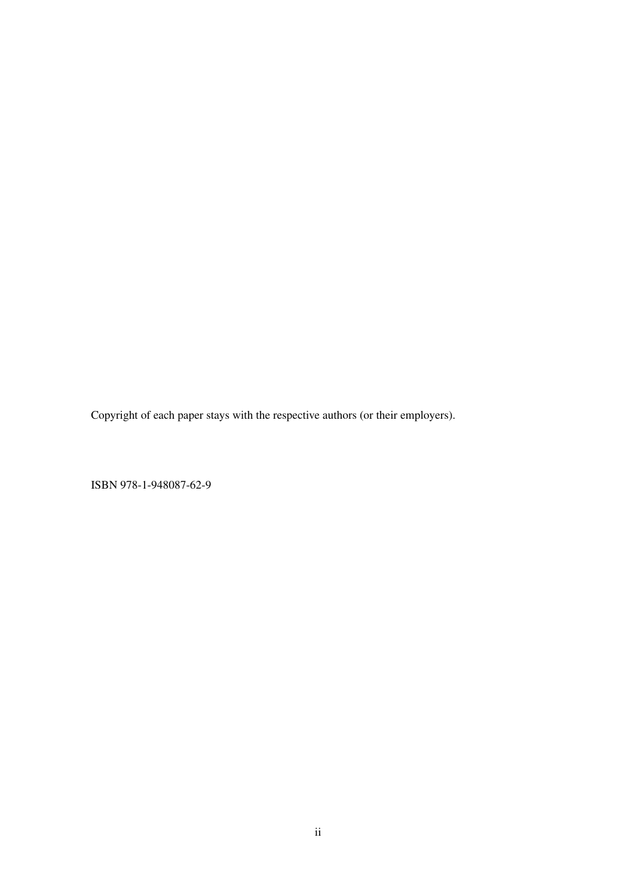Copyright of each paper stays with the respective authors (or their employers).

ISBN 978-1-948087-62-9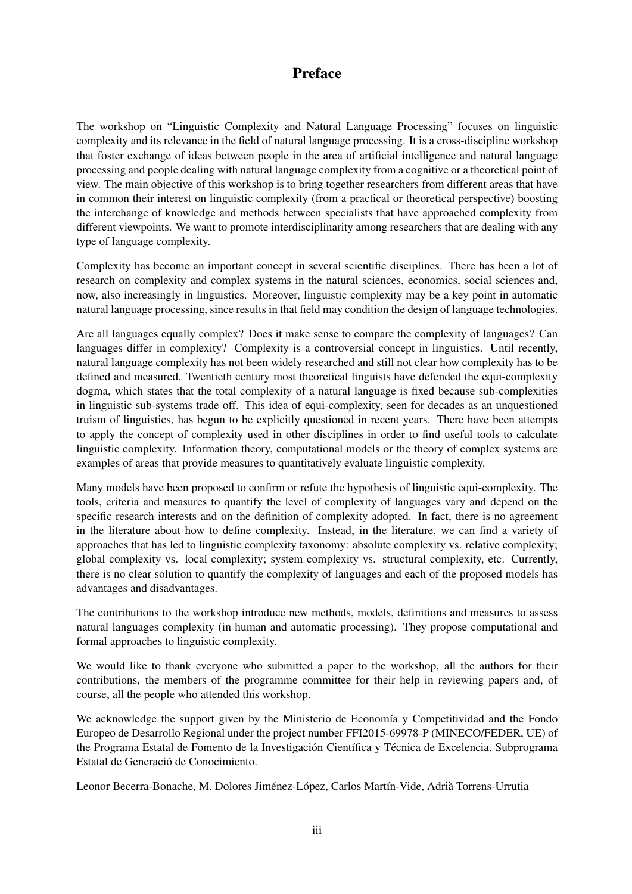# Preface

The workshop on "Linguistic Complexity and Natural Language Processing" focuses on linguistic complexity and its relevance in the field of natural language processing. It is a cross-discipline workshop that foster exchange of ideas between people in the area of artificial intelligence and natural language processing and people dealing with natural language complexity from a cognitive or a theoretical point of view. The main objective of this workshop is to bring together researchers from different areas that have in common their interest on linguistic complexity (from a practical or theoretical perspective) boosting the interchange of knowledge and methods between specialists that have approached complexity from different viewpoints. We want to promote interdisciplinarity among researchers that are dealing with any type of language complexity.

Complexity has become an important concept in several scientific disciplines. There has been a lot of research on complexity and complex systems in the natural sciences, economics, social sciences and, now, also increasingly in linguistics. Moreover, linguistic complexity may be a key point in automatic natural language processing, since results in that field may condition the design of language technologies.

Are all languages equally complex? Does it make sense to compare the complexity of languages? Can languages differ in complexity? Complexity is a controversial concept in linguistics. Until recently, natural language complexity has not been widely researched and still not clear how complexity has to be defined and measured. Twentieth century most theoretical linguists have defended the equi-complexity dogma, which states that the total complexity of a natural language is fixed because sub-complexities in linguistic sub-systems trade off. This idea of equi-complexity, seen for decades as an unquestioned truism of linguistics, has begun to be explicitly questioned in recent years. There have been attempts to apply the concept of complexity used in other disciplines in order to find useful tools to calculate linguistic complexity. Information theory, computational models or the theory of complex systems are examples of areas that provide measures to quantitatively evaluate linguistic complexity.

Many models have been proposed to confirm or refute the hypothesis of linguistic equi-complexity. The tools, criteria and measures to quantify the level of complexity of languages vary and depend on the specific research interests and on the definition of complexity adopted. In fact, there is no agreement in the literature about how to define complexity. Instead, in the literature, we can find a variety of approaches that has led to linguistic complexity taxonomy: absolute complexity vs. relative complexity; global complexity vs. local complexity; system complexity vs. structural complexity, etc. Currently, there is no clear solution to quantify the complexity of languages and each of the proposed models has advantages and disadvantages.

The contributions to the workshop introduce new methods, models, definitions and measures to assess natural languages complexity (in human and automatic processing). They propose computational and formal approaches to linguistic complexity.

We would like to thank everyone who submitted a paper to the workshop, all the authors for their contributions, the members of the programme committee for their help in reviewing papers and, of course, all the people who attended this workshop.

We acknowledge the support given by the Ministerio de Economía y Competitividad and the Fondo Europeo de Desarrollo Regional under the project number FFI2015-69978-P (MINECO/FEDER, UE) of the Programa Estatal de Fomento de la Investigación Científica y Técnica de Excelencia, Subprograma Estatal de Generació de Conocimiento.

Leonor Becerra-Bonache, M. Dolores Jiménez-López, Carlos Martín-Vide, Adrià Torrens-Urrutia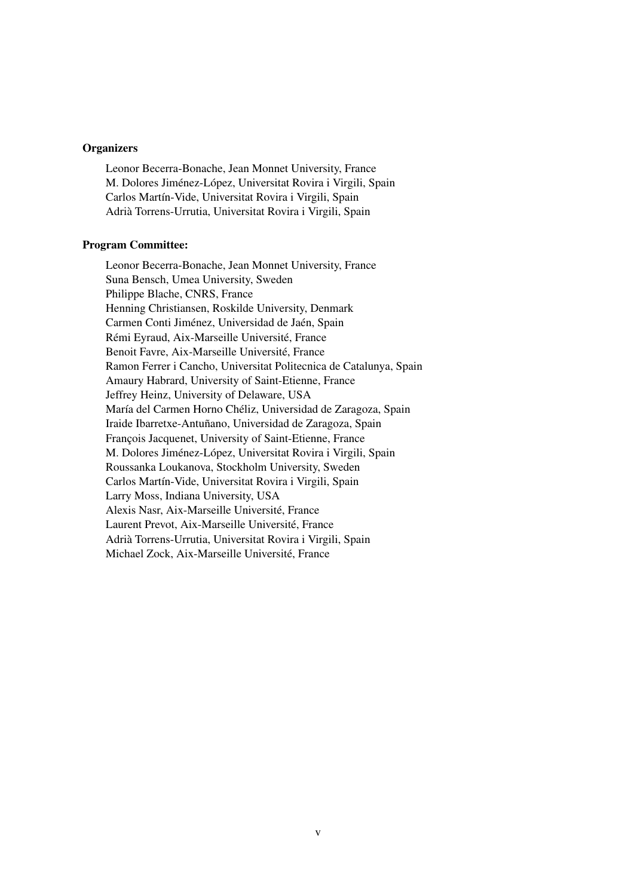**Organizers**

Leonor Becerra-Bonache, Jean Monnet University, France
M. Dolores Jiménez-López, Universitat Rovira i Virgili, Spain
Carlos Martín-Vide, Universitat Rovira i Virgili, Spain
Adrià Torrens-Urrutia, Universitat Rovira i Virgili, Spain

**Program Committee:**

Leonor Becerra-Bonache, Jean Monnet University, France
Suna Bensch, Umea University, Sweden
Philippe Blache, CNRS, France
Henning Christiansen, Roskilde University, Denmark
Carmen Conti Jiménez, Universidad de Jaén, Spain
Rémi Eyraud, Aix-Marseille Université, France
Benoit Favre, Aix-Marseille Université, France
Ramon Ferrer i Cancho, Universitat Politecnica de Catalunya, Spain
Amaury Habrard, University of Saint-Etienne, France
Jeffrey Heinz, University of Delaware, USA
María del Carmen Horno Chéliz, Universidad de Zaragoza, Spain
Iraide Ibarretxe-Antuñano, Universidad de Zaragoza, Spain
François Jacquenet, University of Saint-Etienne, France
M. Dolores Jiménez-López, Universitat Rovira i Virgili, Spain
Roussanka Loukanova, Stockholm University, Sweden
Carlos Martín-Vide, Universitat Rovira i Virgili, Spain
Larry Moss, Indiana University, USA
Alexis Nasr, Aix-Marseille Université, France
Laurent Prevot, Aix-Marseille Université, France
Adrià Torrens-Urrutia, Universitat Rovira i Virgili, Spain
Michael Zock, Aix-Marseille Université, France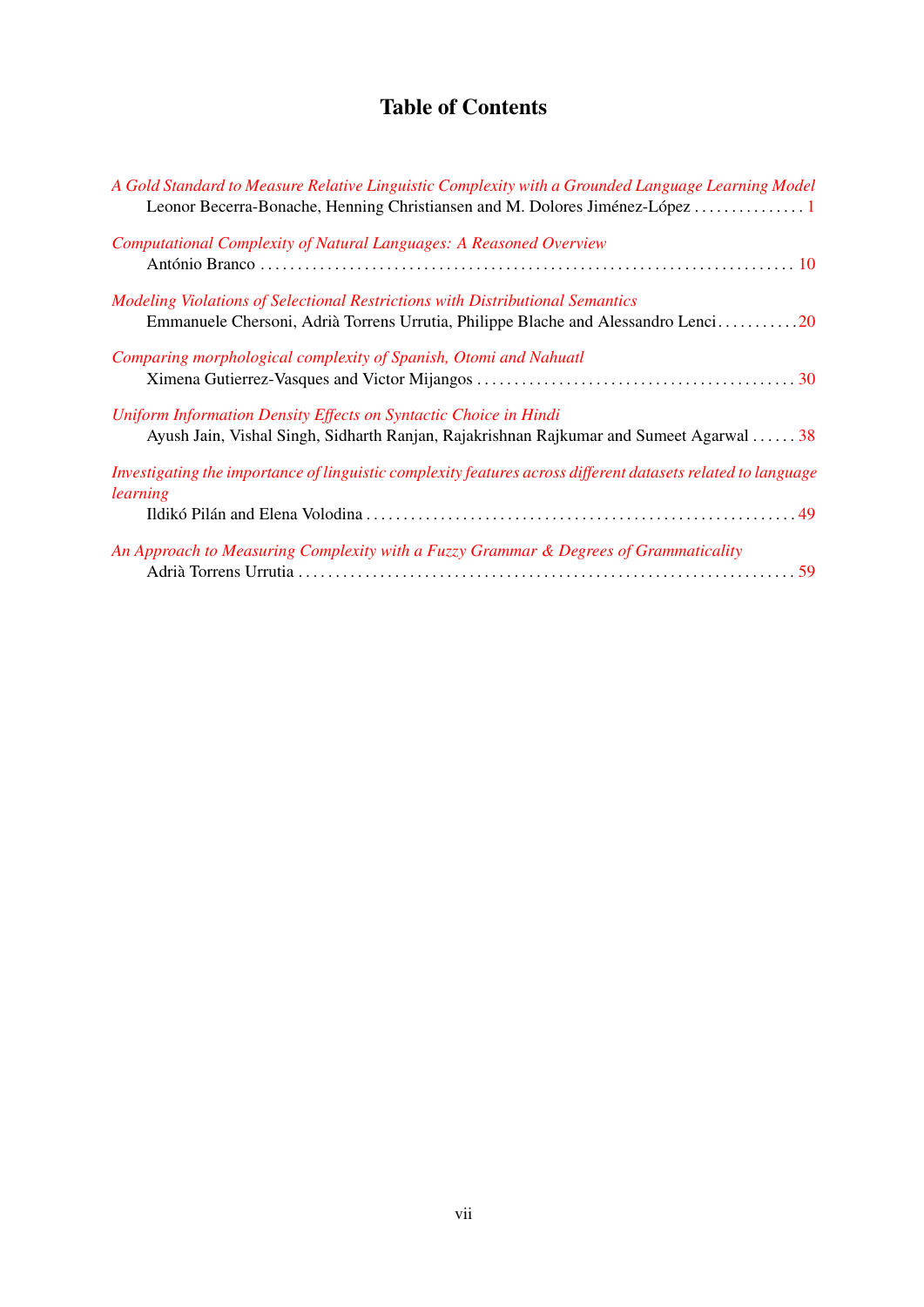# Table of Contents

*A Gold Standard to Measure Relative Linguistic Complexity with a Grounded Language Learning Model*
Leonor Becerra-Bonache, Henning Christiansen and M. Dolores Jiménez-López . . . . . . . . . . . . . . . 1

*Computational Complexity of Natural Languages: A Reasoned Overview*
António Branco . . . . . . . . . . . . . . . . . . . . . . . . . . . . . . . . . . . . . . . . . . . . . . . . . . . . . . . . . . . . . . . . . . . . . . . 10

*Modeling Violations of Selectional Restrictions with Distributional Semantics*
Emmanuele Chersoni, Adrià Torrens Urrutia, Philippe Blache and Alessandro Lenci . . . . . . . . . . . 20

*Comparing morphological complexity of Spanish, Otomi and Nahuatl*
Ximena Gutierrez-Vasques and Victor Mijangos . . . . . . . . . . . . . . . . . . . . . . . . . . . . . . . . . . . . . . . . . . 30

*Uniform Information Density Effects on Syntactic Choice in Hindi*
Ayush Jain, Vishal Singh, Sidharth Ranjan, Rajakrishnan Rajkumar and Sumeet Agarwal . . . . . . 38

*Investigating the importance of linguistic complexity features across different datasets related to language learning*
Ildikó Pilán and Elena Volodina . . . . . . . . . . . . . . . . . . . . . . . . . . . . . . . . . . . . . . . . . . . . . . . . . . . . . . . . 49

*An Approach to Measuring Complexity with a Fuzzy Grammar & Degrees of Grammaticality*
Adrià Torrens Urrutia . . . . . . . . . . . . . . . . . . . . . . . . . . . . . . . . . . . . . . . . . . . . . . . . . . . . . . . . . . . . . . . . . 59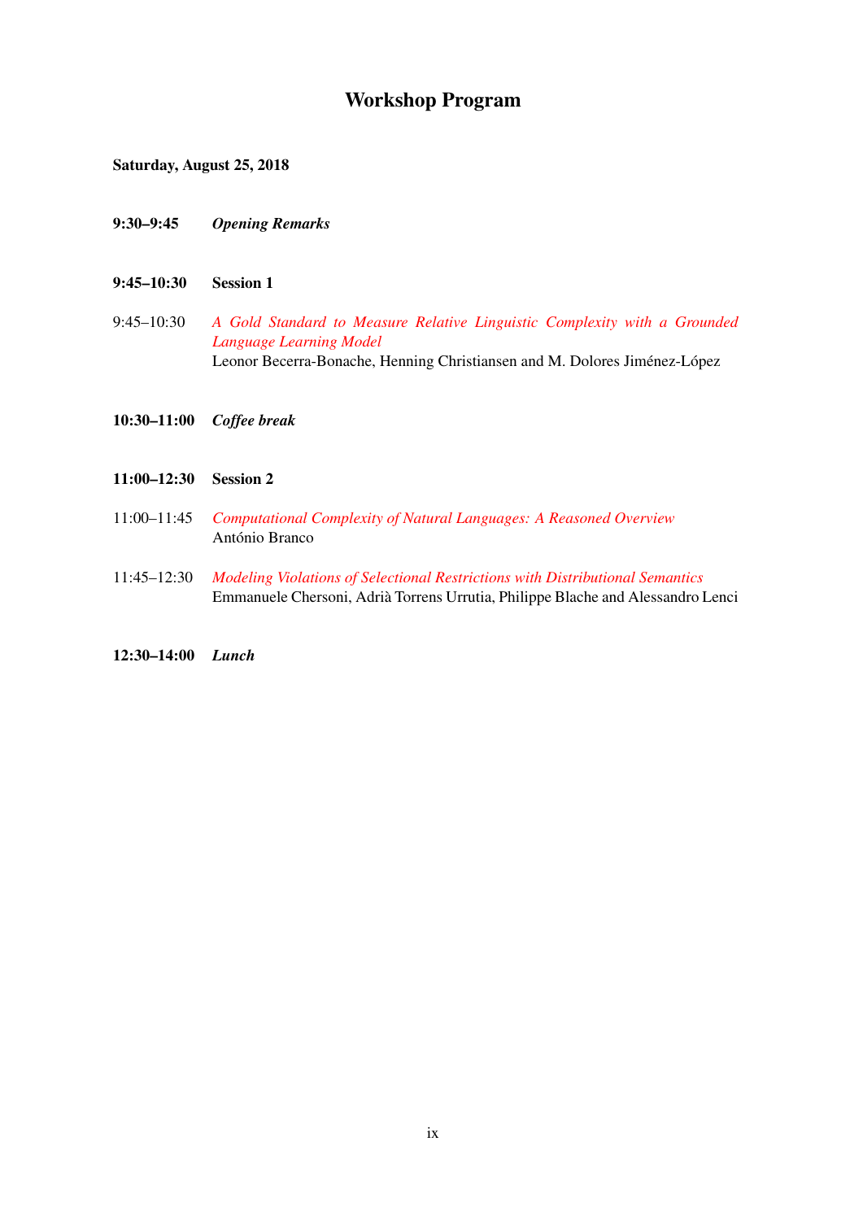# Workshop Program

**Saturday, August 25, 2018**

**9:30–9:45** ***Opening Remarks***

**9:45–10:30** **Session 1**

9:45–10:30 *A Gold Standard to Measure Relative Linguistic Complexity with a Grounded Language Learning Model*
Leonor Becerra-Bonache, Henning Christiansen and M. Dolores Jiménez-López

**10:30–11:00** ***Coffee break***

**11:00–12:30** **Session 2**

11:00–11:45 *Computational Complexity of Natural Languages: A Reasoned Overview*
António Branco

11:45–12:30 *Modeling Violations of Selectional Restrictions with Distributional Semantics*
Emmanuele Chersoni, Adrià Torrens Urrutia, Philippe Blache and Alessandro Lenci

**12:30–14:00** ***Lunch***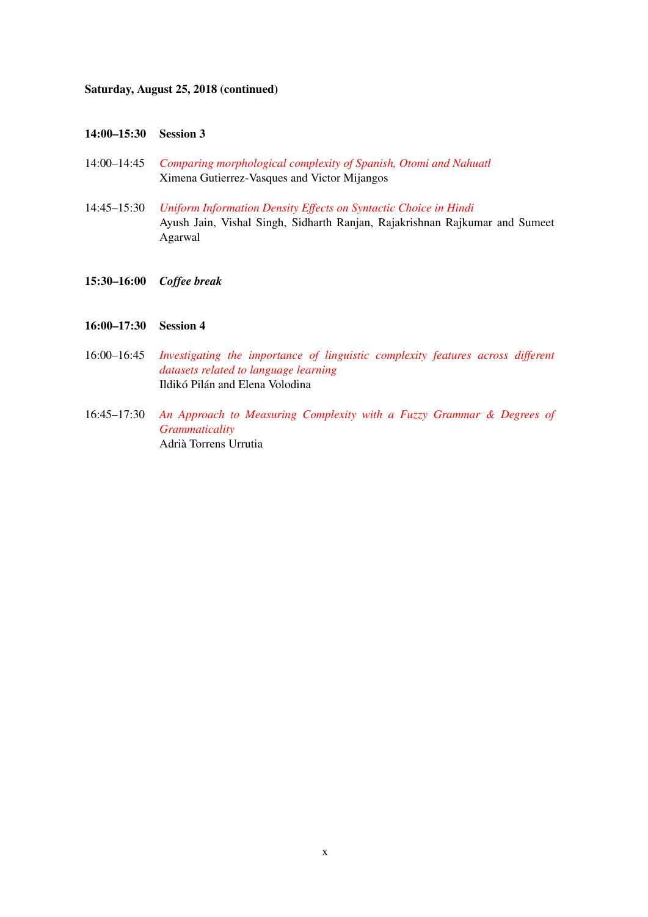**Saturday, August 25, 2018 (continued)**

**14:00–15:30 Session 3**

14:00–14:45 *Comparing morphological complexity of Spanish, Otomi and Nahuatl*
Ximena Gutierrez-Vasques and Victor Mijangos

14:45–15:30 *Uniform Information Density Effects on Syntactic Choice in Hindi*
Ayush Jain, Vishal Singh, Sidharth Ranjan, Rajakrishnan Rajkumar and Sumeet Agarwal

**15:30–16:00** ***Coffee break***

**16:00–17:30 Session 4**

16:00–16:45 *Investigating the importance of linguistic complexity features across different datasets related to language learning*
Ildikó Pilán and Elena Volodina

16:45–17:30 *An Approach to Measuring Complexity with a Fuzzy Grammar & Degrees of Grammaticality*
Adrià Torrens Urrutia